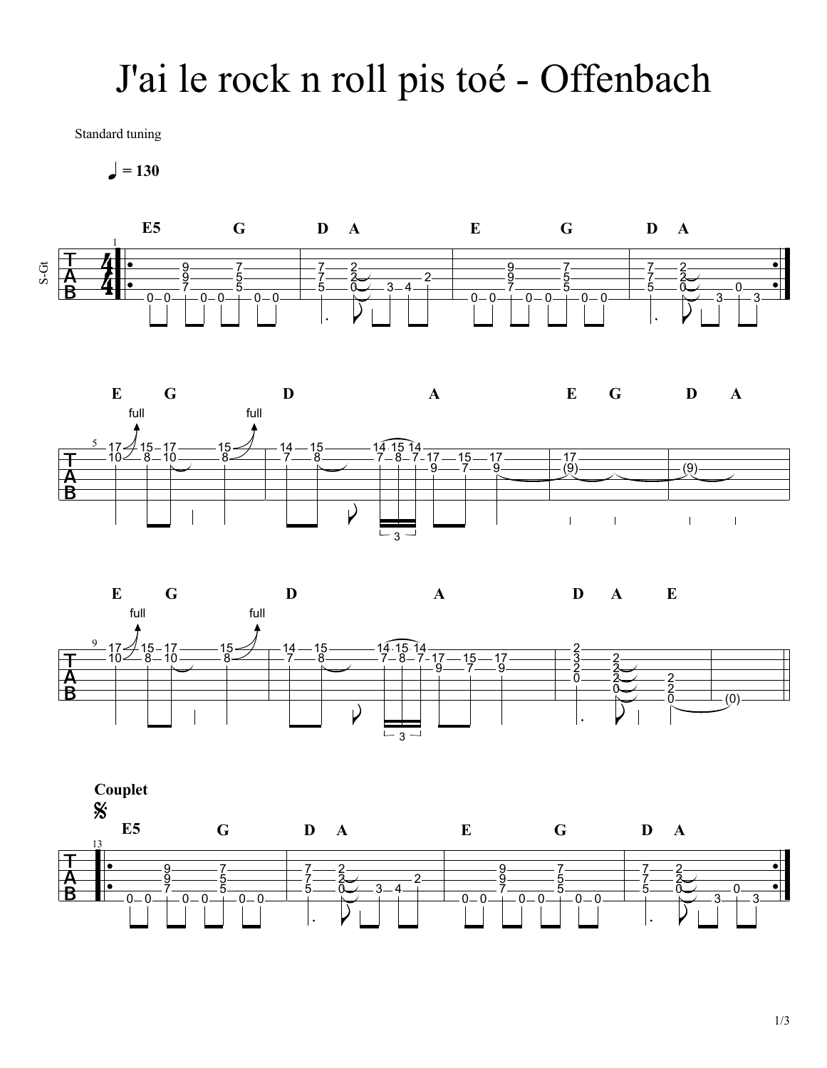# J'ai le rock n roll pis toé - Offenbach

Standard tuning

♩ = 130

**Couplet**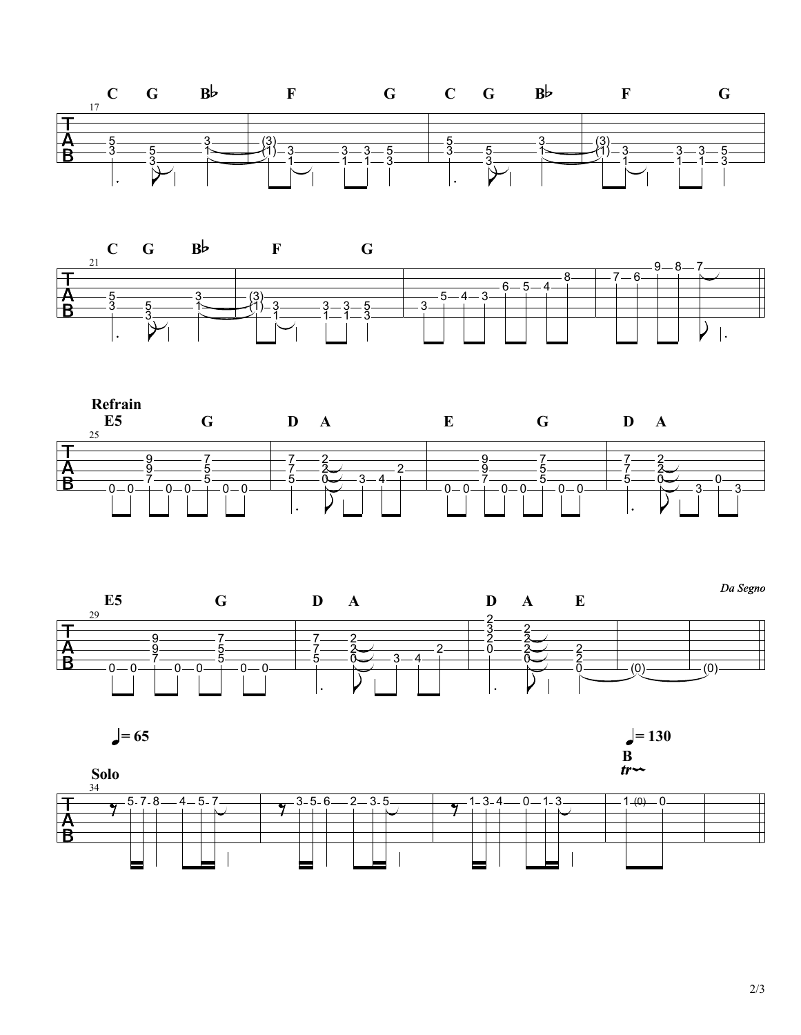C G B♭ F G C G B♭ F G

C G B♭ F G

**Refrain**

E5 G D A E G D A

*Da Segno*

E5 G D A D A E

♩= 65

♩= 130

**Solo**

B

*tr*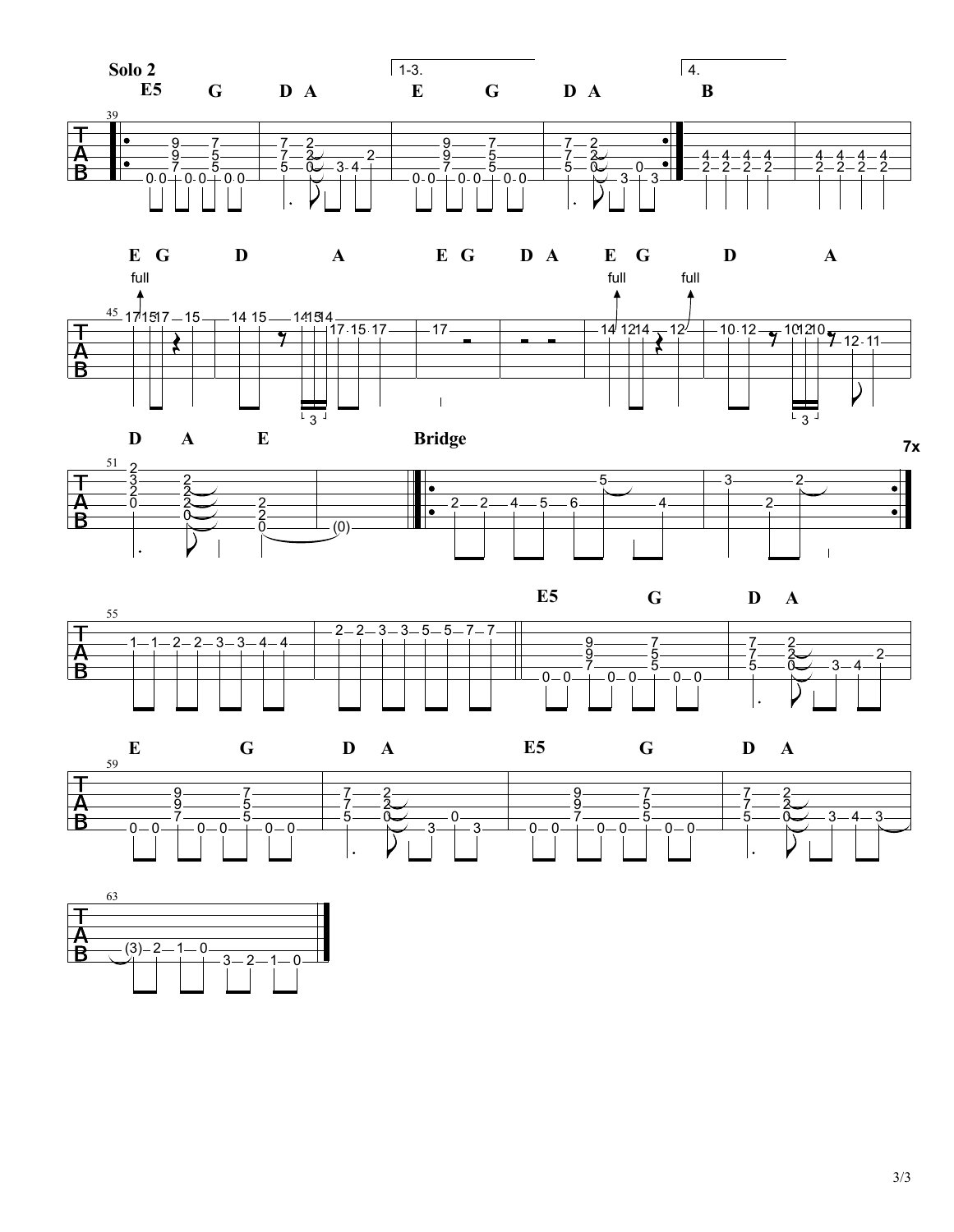**Solo 2**

E5 G D A | 1-3. E G D A | 4. B

E G D A E G D A E G D A

full

full full

D A E

**Bridge**

7x

E5 G D A

E G D A E5 G D A